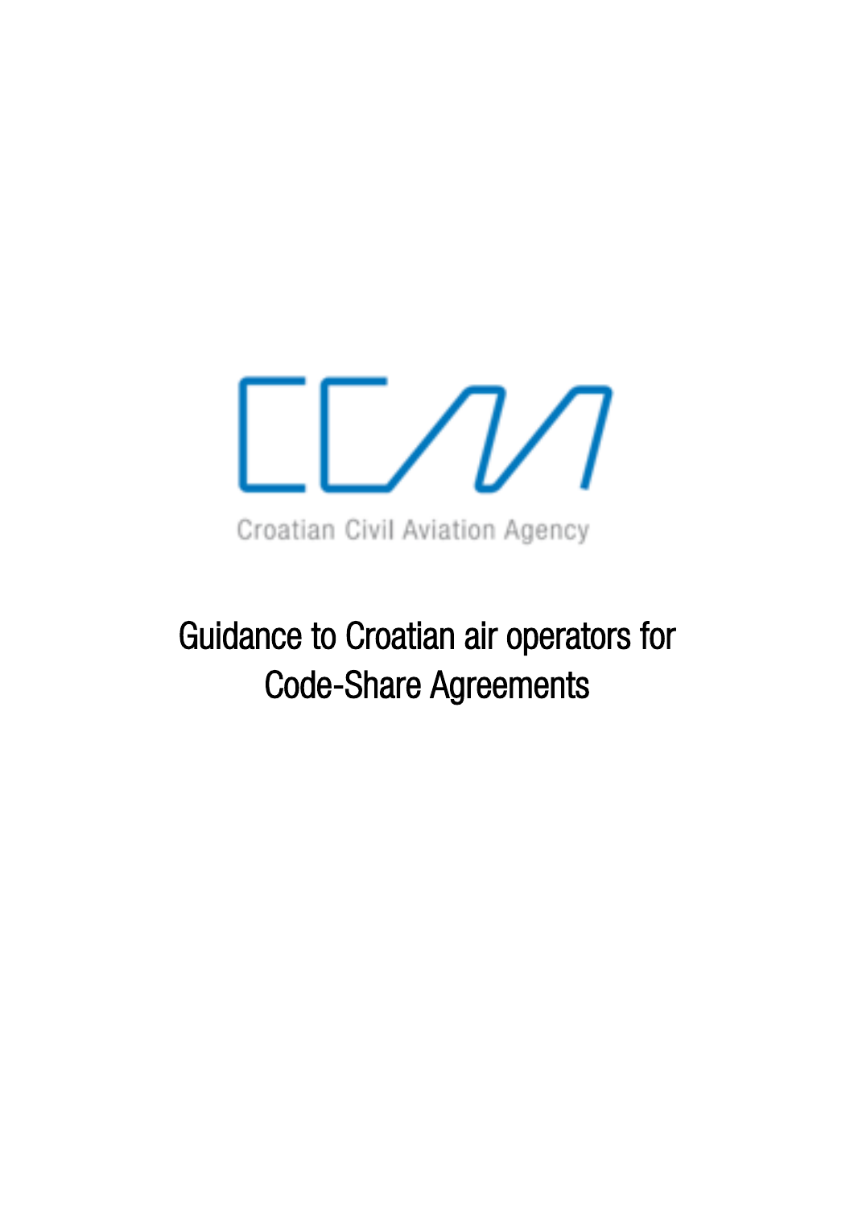Croatian Civil Aviation Agency

# Guidance to Croatian air operators for Code-Share Agreements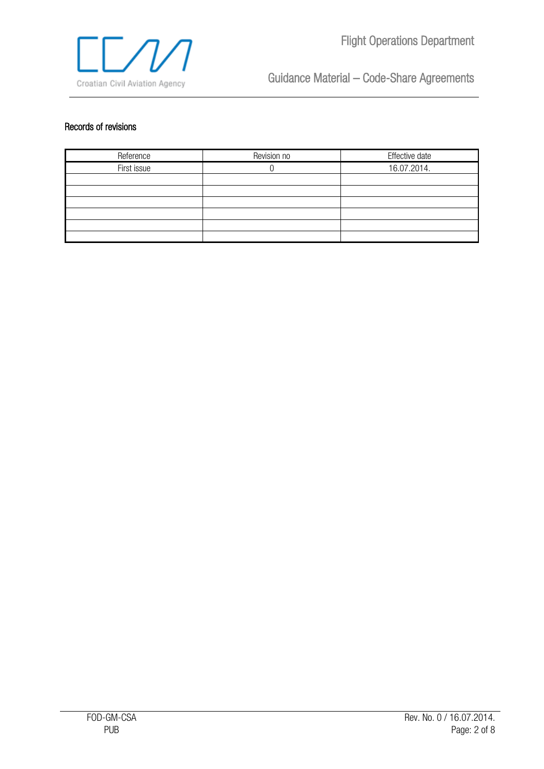## Records of revisions

| Reference | Revision no | Effective date |
|---|---|---|
| First issue | 0 | 16.07.2014. |
| | | |
| | | |
| | | |
| | | |
| | | |
| | | |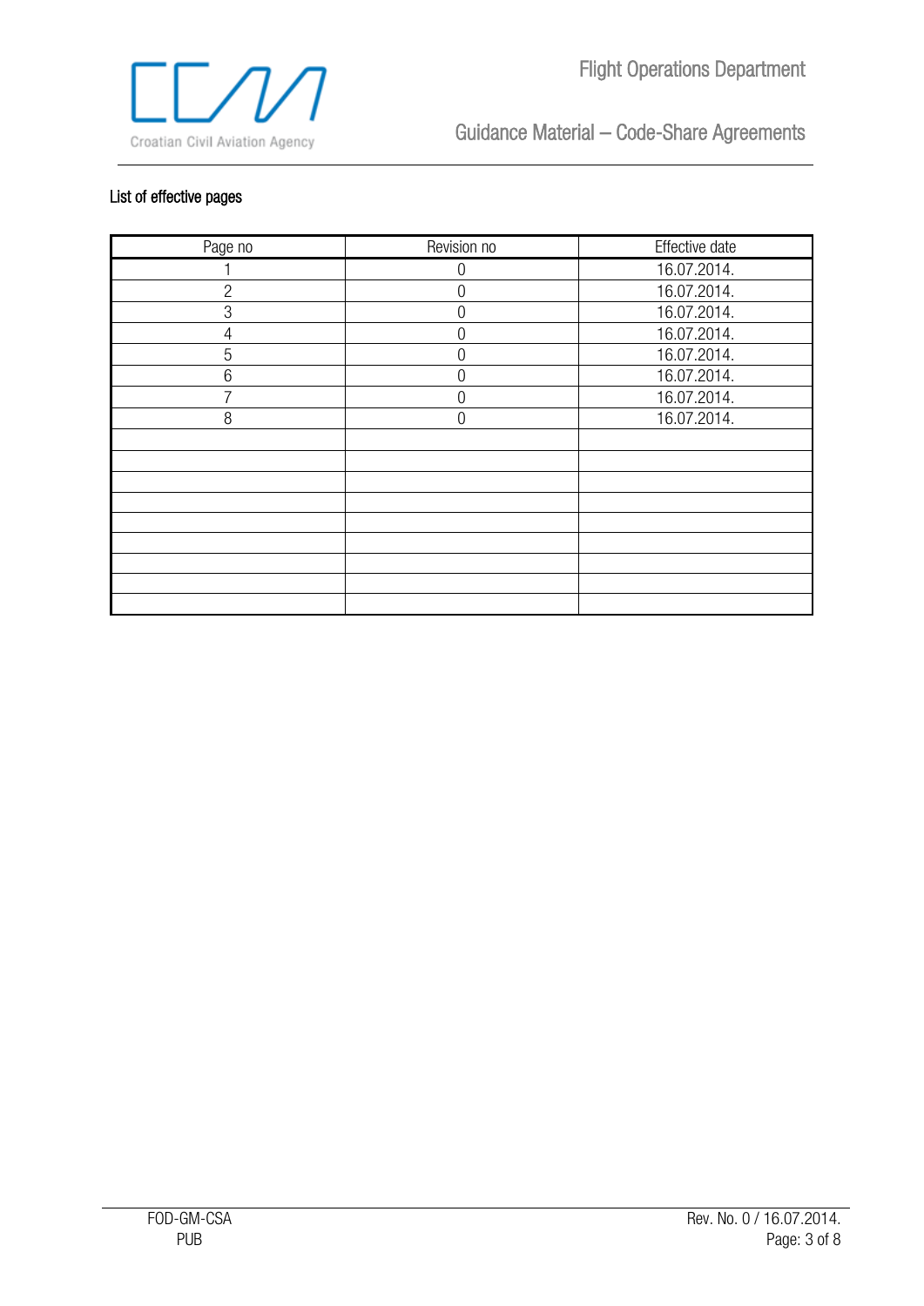List of effective pages

| Page no | Revision no | Effective date |
|---|---|---|
| 1 | 0 | 16.07.2014. |
| 2 | 0 | 16.07.2014. |
| 3 | 0 | 16.07.2014. |
| 4 | 0 | 16.07.2014. |
| 5 | 0 | 16.07.2014. |
| 6 | 0 | 16.07.2014. |
| 7 | 0 | 16.07.2014. |
| 8 | 0 | 16.07.2014. |
| | | |
| | | |
| | | |
| | | |
| | | |
| | | |
| | | |
| | | |
| | | |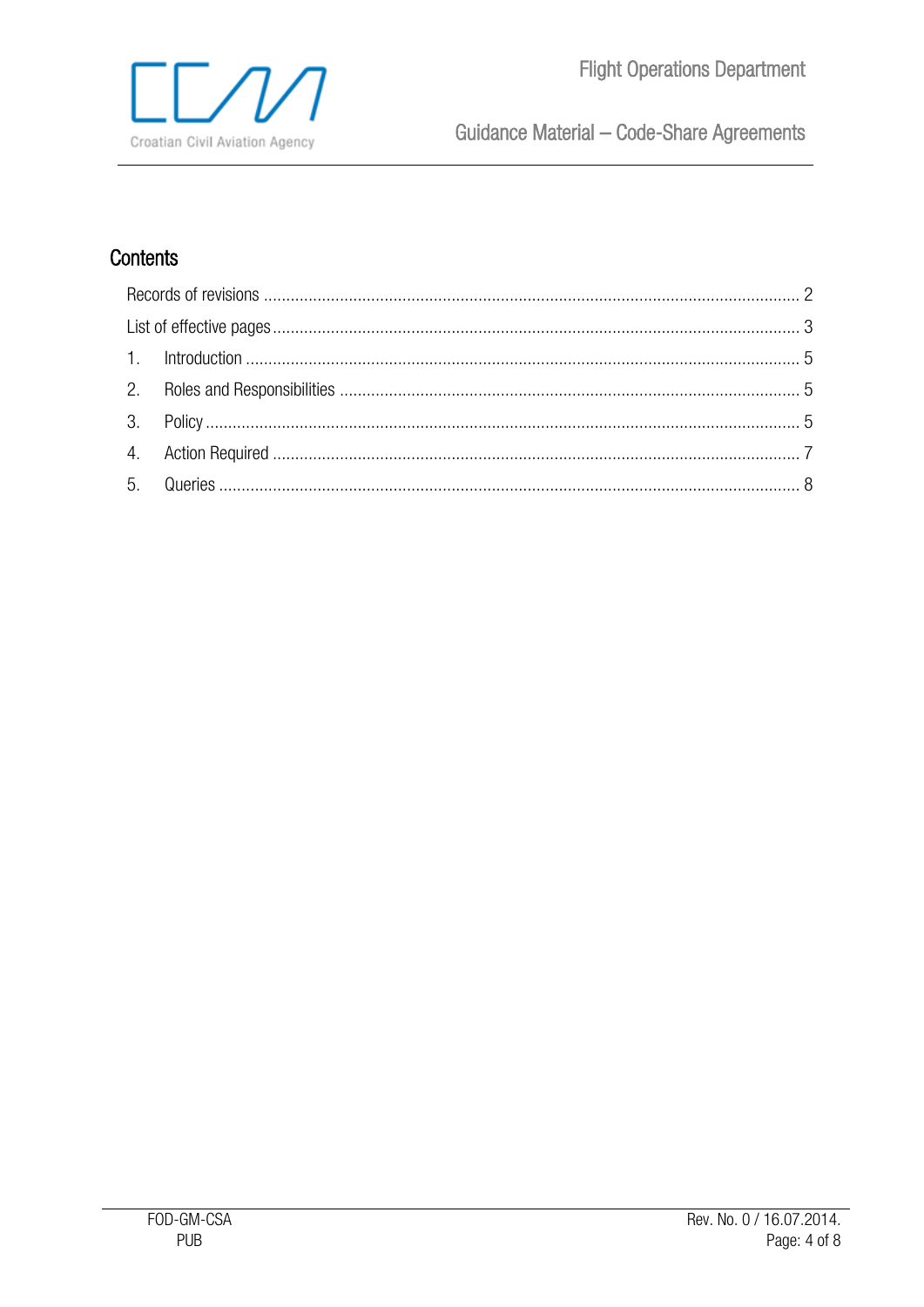## Contents

| | |
|---|---|
| Records of revisions | 2 |
| List of effective pages | 3 |
| 1. Introduction | 5 |
| 2. Roles and Responsibilities | 5 |
| 3. Policy | 5 |
| 4. Action Required | 7 |
| 5. Queries | 8 |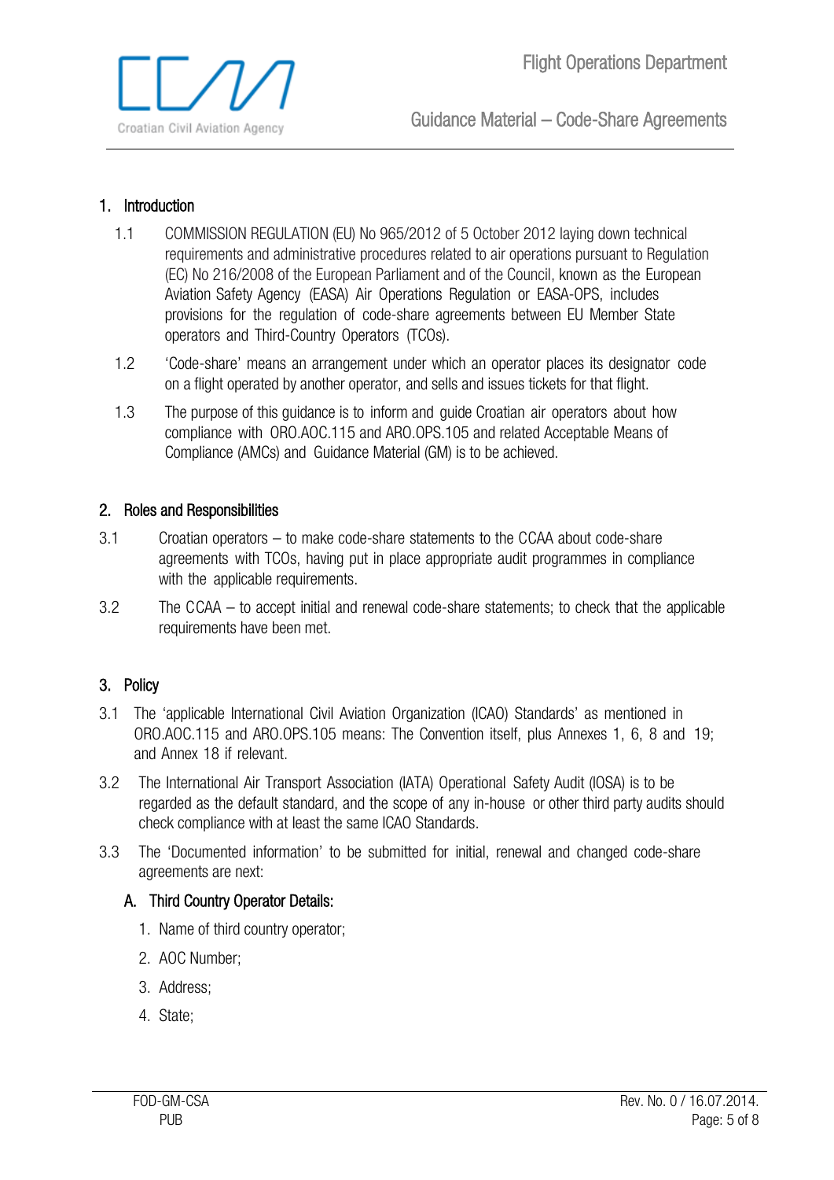## 1. Introduction

1.1 COMMISSION REGULATION (EU) No 965/2012 of 5 October 2012 laying down technical requirements and administrative procedures related to air operations pursuant to Regulation (EC) No 216/2008 of the European Parliament and of the Council, known as the European Aviation Safety Agency (EASA) Air Operations Regulation or EASA-OPS, includes provisions for the regulation of code-share agreements between EU Member State operators and Third-Country Operators (TCOs).

1.2 'Code-share' means an arrangement under which an operator places its designator code on a flight operated by another operator, and sells and issues tickets for that flight.

1.3 The purpose of this guidance is to inform and guide Croatian air operators about how compliance with ORO.AOC.115 and ARO.OPS.105 and related Acceptable Means of Compliance (AMCs) and Guidance Material (GM) is to be achieved.

## 2. Roles and Responsibilities

3.1 Croatian operators – to make code-share statements to the CCAA about code-share agreements with TCOs, having put in place appropriate audit programmes in compliance with the applicable requirements.

3.2 The CCAA – to accept initial and renewal code-share statements; to check that the applicable requirements have been met.

## 3. Policy

3.1 The 'applicable International Civil Aviation Organization (ICAO) Standards' as mentioned in ORO.AOC.115 and ARO.OPS.105 means: The Convention itself, plus Annexes 1, 6, 8 and 19; and Annex 18 if relevant.

3.2 The International Air Transport Association (IATA) Operational Safety Audit (IOSA) is to be regarded as the default standard, and the scope of any in-house or other third party audits should check compliance with at least the same ICAO Standards.

3.3 The 'Documented information' to be submitted for initial, renewal and changed code-share agreements are next:

### A. Third Country Operator Details:

1. Name of third country operator;
2. AOC Number;
3. Address;
4. State;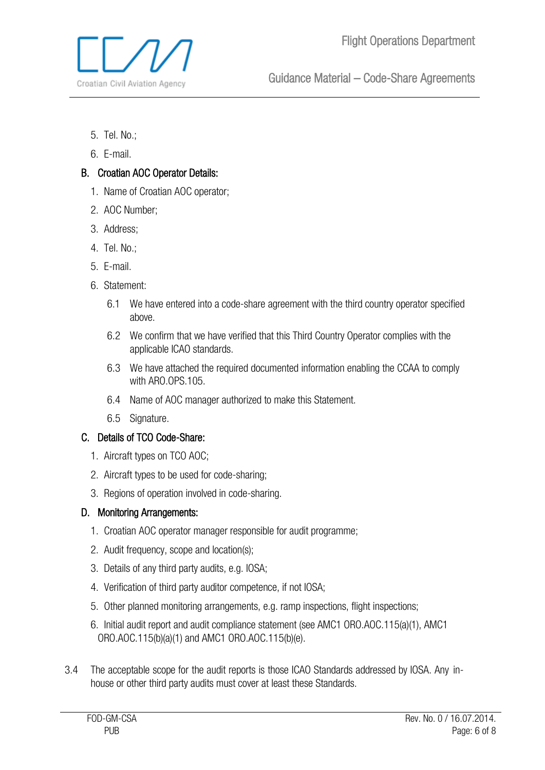5. Tel. No.;
6. E-mail.

**B. Croatian AOC Operator Details:**

1. Name of Croatian AOC operator;
2. AOC Number;
3. Address;
4. Tel. No.;
5. E-mail.
6. Statement:
   - 6.1 We have entered into a code-share agreement with the third country operator specified above.
   - 6.2 We confirm that we have verified that this Third Country Operator complies with the applicable ICAO standards.
   - 6.3 We have attached the required documented information enabling the CCAA to comply with ARO.OPS.105.
   - 6.4 Name of AOC manager authorized to make this Statement.
   - 6.5 Signature.

**C. Details of TCO Code-Share:**

1. Aircraft types on TCO AOC;
2. Aircraft types to be used for code-sharing;
3. Regions of operation involved in code-sharing.

**D. Monitoring Arrangements:**

1. Croatian AOC operator manager responsible for audit programme;
2. Audit frequency, scope and location(s);
3. Details of any third party audits, e.g. IOSA;
4. Verification of third party auditor competence, if not IOSA;
5. Other planned monitoring arrangements, e.g. ramp inspections, flight inspections;
6. Initial audit report and audit compliance statement (see AMC1 ORO.AOC.115(a)(1), AMC1 ORO.AOC.115(b)(a)(1) and AMC1 ORO.AOC.115(b)(e).

3.4 The acceptable scope for the audit reports is those ICAO Standards addressed by IOSA. Any in-house or other third party audits must cover at least these Standards.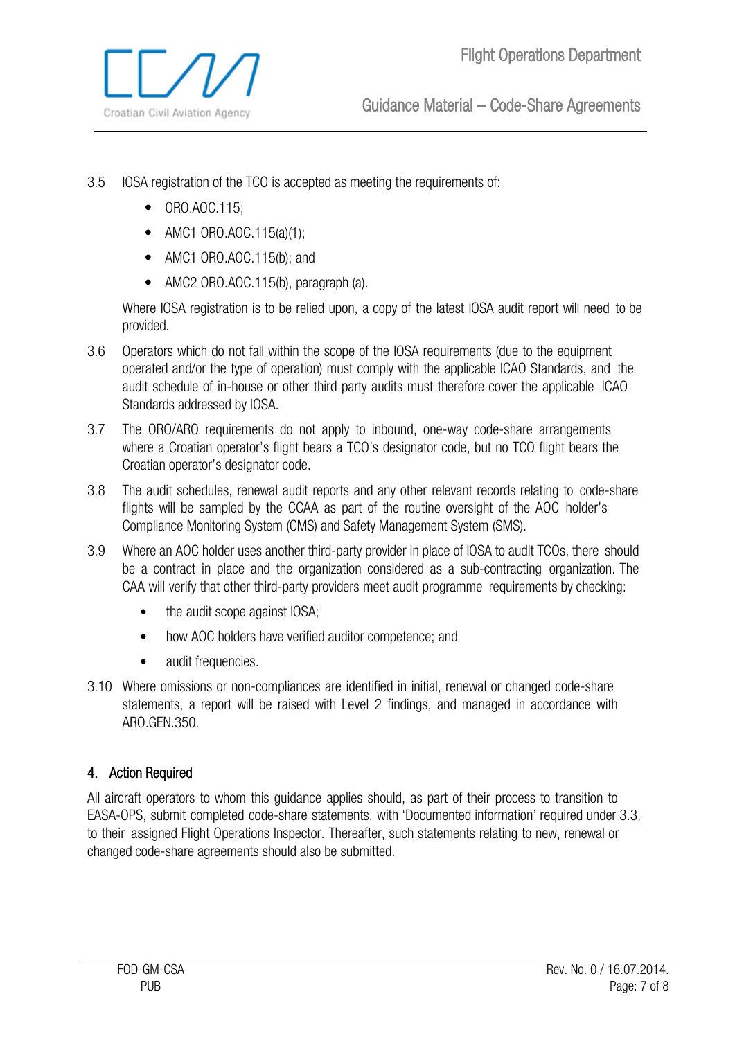3.5 IOSA registration of the TCO is accepted as meeting the requirements of:

- ORO.AOC.115;
- AMC1 ORO.AOC.115(a)(1);
- AMC1 ORO.AOC.115(b); and
- AMC2 ORO.AOC.115(b), paragraph (a).

Where IOSA registration is to be relied upon, a copy of the latest IOSA audit report will need to be provided.

3.6 Operators which do not fall within the scope of the IOSA requirements (due to the equipment operated and/or the type of operation) must comply with the applicable ICAO Standards, and the audit schedule of in-house or other third party audits must therefore cover the applicable ICAO Standards addressed by IOSA.

3.7 The ORO/ARO requirements do not apply to inbound, one-way code-share arrangements where a Croatian operator's flight bears a TCO's designator code, but no TCO flight bears the Croatian operator's designator code.

3.8 The audit schedules, renewal audit reports and any other relevant records relating to code-share flights will be sampled by the CCAA as part of the routine oversight of the AOC holder's Compliance Monitoring System (CMS) and Safety Management System (SMS).

3.9 Where an AOC holder uses another third-party provider in place of IOSA to audit TCOs, there should be a contract in place and the organization considered as a sub-contracting organization. The CAA will verify that other third-party providers meet audit programme requirements by checking:

- the audit scope against IOSA;
- how AOC holders have verified auditor competence; and
- audit frequencies.

3.10 Where omissions or non-compliances are identified in initial, renewal or changed code-share statements, a report will be raised with Level 2 findings, and managed in accordance with ARO.GEN.350.

## 4. Action Required

All aircraft operators to whom this guidance applies should, as part of their process to transition to EASA-OPS, submit completed code-share statements, with 'Documented information' required under 3.3, to their assigned Flight Operations Inspector. Thereafter, such statements relating to new, renewal or changed code-share agreements should also be submitted.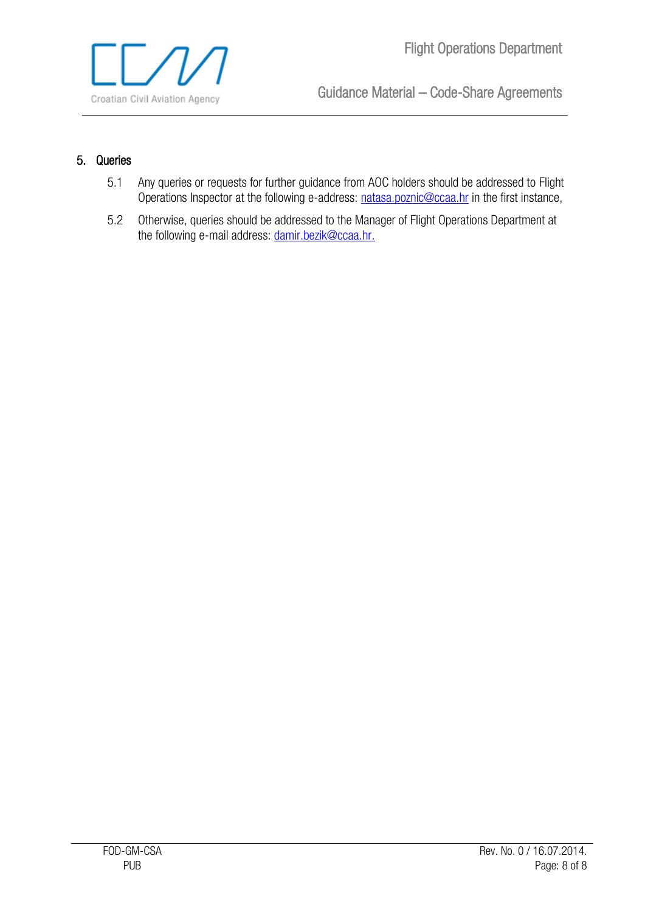## 5. Queries

5.1 Any queries or requests for further guidance from AOC holders should be addressed to Flight Operations Inspector at the following e-address: natasa.poznic@ccaa.hr in the first instance,

5.2 Otherwise, queries should be addressed to the Manager of Flight Operations Department at the following e-mail address: damir.bezik@ccaa.hr.